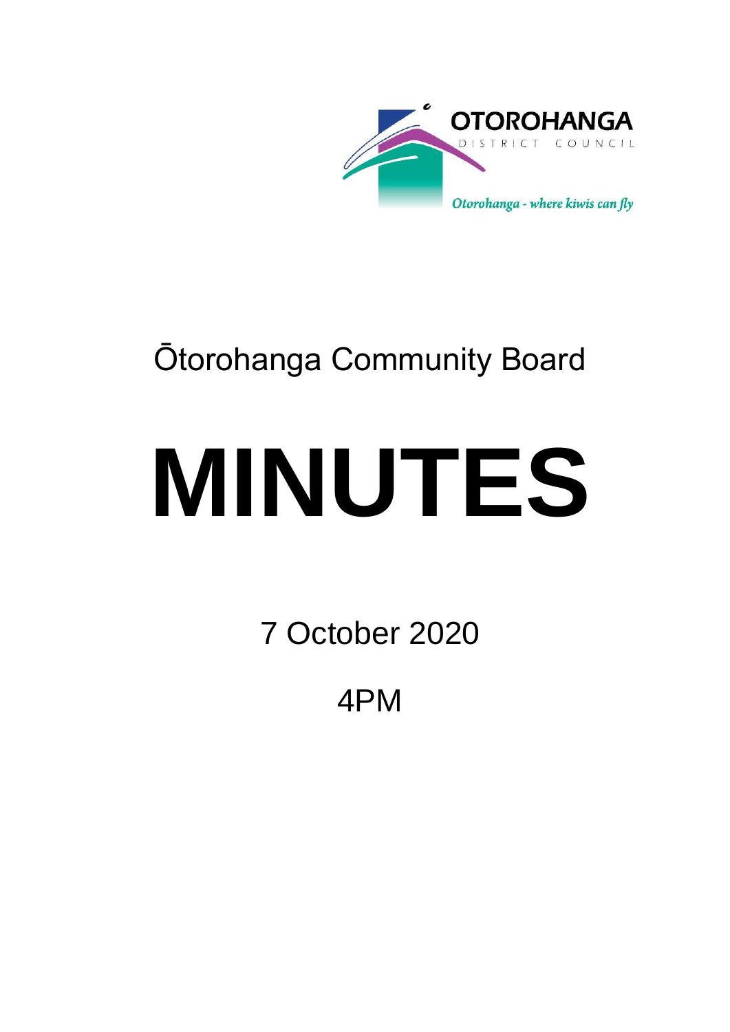OTOROHANGA

DISTRICT COUNCIL

*Otorohanga - where kiwis can fly*

# Ōtorohanga Community Board

# MINUTES

7 October 2020

4PM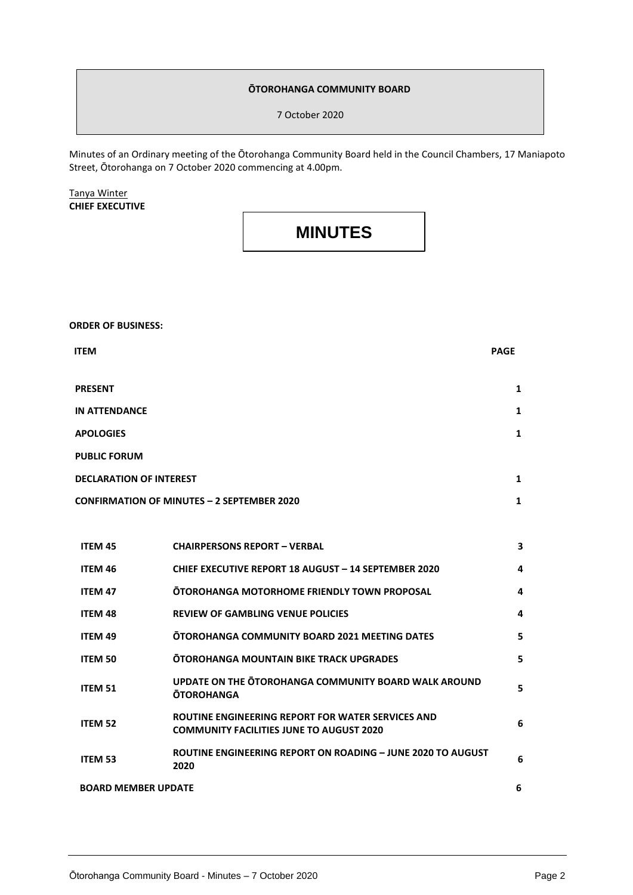**ŌTOROHANGA COMMUNITY BOARD**

7 October 2020

Minutes of an Ordinary meeting of the Ōtorohanga Community Board held in the Council Chambers, 17 Maniapoto Street, Ōtorohanga on 7 October 2020 commencing at 4.00pm.

Tanya Winter
**CHIEF EXECUTIVE**

# MINUTES

**ORDER OF BUSINESS:**

| ITEM | | PAGE |
|---|---|---|
| **PRESENT** | | 1 |
| **IN ATTENDANCE** | | 1 |
| **APOLOGIES** | | 1 |
| **PUBLIC FORUM** | | |
| **DECLARATION OF INTEREST** | | 1 |
| **CONFIRMATION OF MINUTES – 2 SEPTEMBER 2020** | | 1 |
| **ITEM 45** | **CHAIRPERSONS REPORT – VERBAL** | 3 |
| **ITEM 46** | **CHIEF EXECUTIVE REPORT 18 AUGUST – 14 SEPTEMBER 2020** | 4 |
| **ITEM 47** | **ŌTOROHANGA MOTORHOME FRIENDLY TOWN PROPOSAL** | 4 |
| **ITEM 48** | **REVIEW OF GAMBLING VENUE POLICIES** | 4 |
| **ITEM 49** | **ŌTOROHANGA COMMUNITY BOARD 2021 MEETING DATES** | 5 |
| **ITEM 50** | **ŌTOROHANGA MOUNTAIN BIKE TRACK UPGRADES** | 5 |
| **ITEM 51** | **UPDATE ON THE ŌTOROHANGA COMMUNITY BOARD WALK AROUND ŌTOROHANGA** | 5 |
| **ITEM 52** | **ROUTINE ENGINEERING REPORT FOR WATER SERVICES AND COMMUNITY FACILITIES JUNE TO AUGUST 2020** | 6 |
| **ITEM 53** | **ROUTINE ENGINEERING REPORT ON ROADING – JUNE 2020 TO AUGUST 2020** | 6 |
| **BOARD MEMBER UPDATE** | | 6 |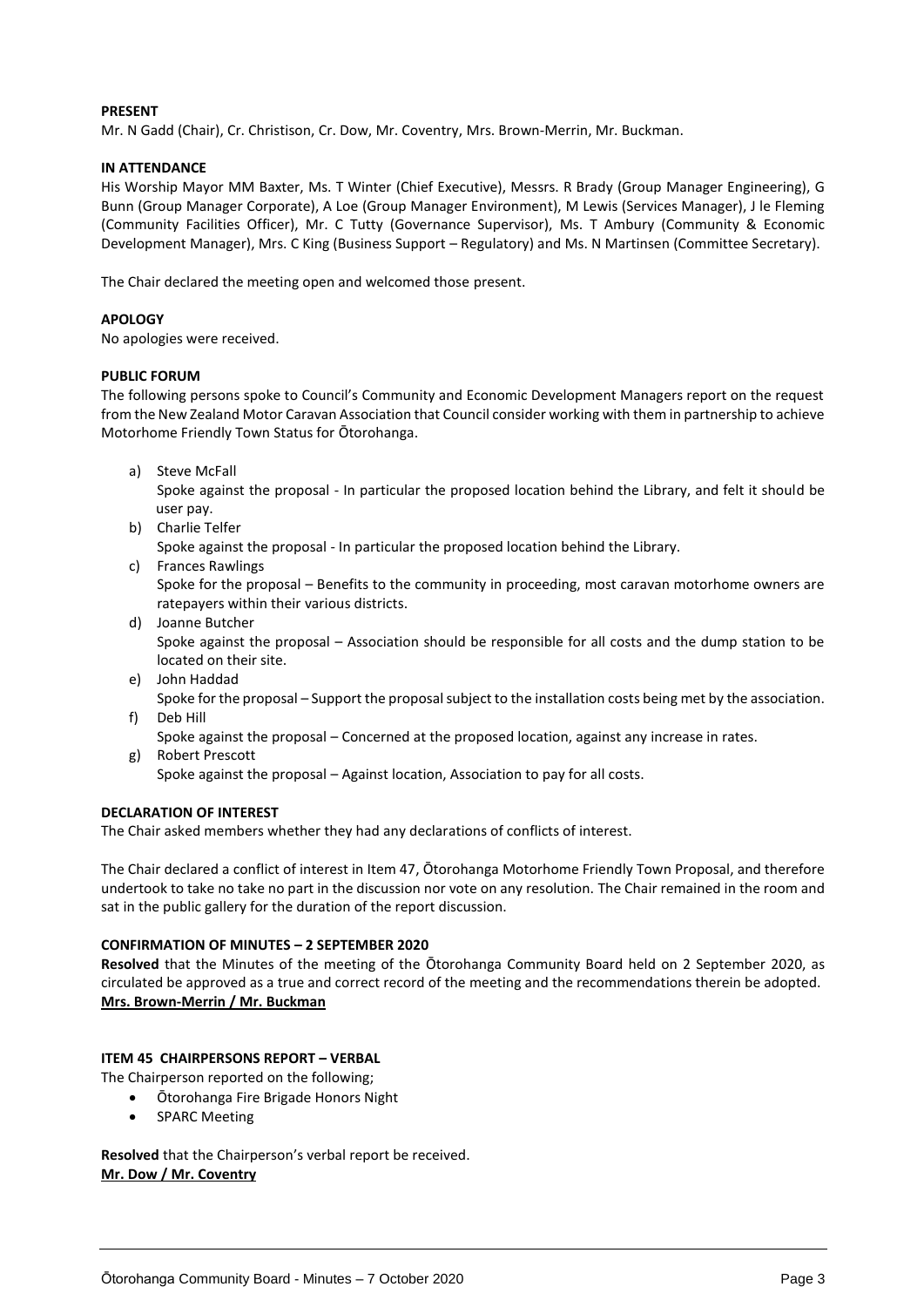**PRESENT**

Mr. N Gadd (Chair), Cr. Christison, Cr. Dow, Mr. Coventry, Mrs. Brown-Merrin, Mr. Buckman.

**IN ATTENDANCE**

His Worship Mayor MM Baxter, Ms. T Winter (Chief Executive), Messrs. R Brady (Group Manager Engineering), G Bunn (Group Manager Corporate), A Loe (Group Manager Environment), M Lewis (Services Manager), J le Fleming (Community Facilities Officer), Mr. C Tutty (Governance Supervisor), Ms. T Ambury (Community & Economic Development Manager), Mrs. C King (Business Support – Regulatory) and Ms. N Martinsen (Committee Secretary).

The Chair declared the meeting open and welcomed those present.

**APOLOGY**

No apologies were received.

**PUBLIC FORUM**

The following persons spoke to Council's Community and Economic Development Managers report on the request from the New Zealand Motor Caravan Association that Council consider working with them in partnership to achieve Motorhome Friendly Town Status for Ōtorohanga.

a) Steve McFall
   Spoke against the proposal - In particular the proposed location behind the Library, and felt it should be user pay.

b) Charlie Telfer
   Spoke against the proposal - In particular the proposed location behind the Library.

c) Frances Rawlings
   Spoke for the proposal – Benefits to the community in proceeding, most caravan motorhome owners are ratepayers within their various districts.

d) Joanne Butcher
   Spoke against the proposal – Association should be responsible for all costs and the dump station to be located on their site.

e) John Haddad
   Spoke for the proposal – Support the proposal subject to the installation costs being met by the association.

f) Deb Hill
   Spoke against the proposal – Concerned at the proposed location, against any increase in rates.

g) Robert Prescott
   Spoke against the proposal – Against location, Association to pay for all costs.

**DECLARATION OF INTEREST**

The Chair asked members whether they had any declarations of conflicts of interest.

The Chair declared a conflict of interest in Item 47, Ōtorohanga Motorhome Friendly Town Proposal, and therefore undertook to take no take no part in the discussion nor vote on any resolution. The Chair remained in the room and sat in the public gallery for the duration of the report discussion.

**CONFIRMATION OF MINUTES – 2 SEPTEMBER 2020**

**Resolved** that the Minutes of the meeting of the Ōtorohanga Community Board held on 2 September 2020, as circulated be approved as a true and correct record of the meeting and the recommendations therein be adopted.
**Mrs. Brown-Merrin / Mr. Buckman**

**ITEM 45 CHAIRPERSONS REPORT – VERBAL**

The Chairperson reported on the following;

- Ōtorohanga Fire Brigade Honors Night
- SPARC Meeting

**Resolved** that the Chairperson's verbal report be received.
**Mr. Dow / Mr. Coventry**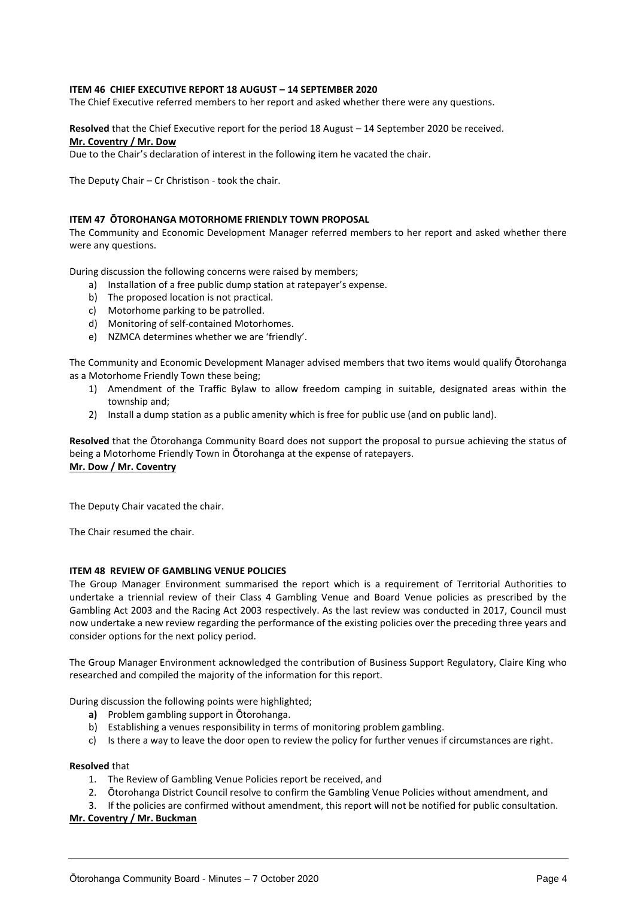**ITEM 46 CHIEF EXECUTIVE REPORT 18 AUGUST – 14 SEPTEMBER 2020**

The Chief Executive referred members to her report and asked whether there were any questions.

**Resolved** that the Chief Executive report for the period 18 August – 14 September 2020 be received.

**Mr. Coventry / Mr. Dow**

Due to the Chair's declaration of interest in the following item he vacated the chair.

The Deputy Chair – Cr Christison - took the chair.

**ITEM 47 ŌTOROHANGA MOTORHOME FRIENDLY TOWN PROPOSAL**

The Community and Economic Development Manager referred members to her report and asked whether there were any questions.

During discussion the following concerns were raised by members;

a) Installation of a free public dump station at ratepayer's expense.
b) The proposed location is not practical.
c) Motorhome parking to be patrolled.
d) Monitoring of self-contained Motorhomes.
e) NZMCA determines whether we are 'friendly'.

The Community and Economic Development Manager advised members that two items would qualify Ōtorohanga as a Motorhome Friendly Town these being;

1) Amendment of the Traffic Bylaw to allow freedom camping in suitable, designated areas within the township and;
2) Install a dump station as a public amenity which is free for public use (and on public land).

**Resolved** that the Ōtorohanga Community Board does not support the proposal to pursue achieving the status of being a Motorhome Friendly Town in Ōtorohanga at the expense of ratepayers.

**Mr. Dow / Mr. Coventry**

The Deputy Chair vacated the chair.

The Chair resumed the chair.

**ITEM 48 REVIEW OF GAMBLING VENUE POLICIES**

The Group Manager Environment summarised the report which is a requirement of Territorial Authorities to undertake a triennial review of their Class 4 Gambling Venue and Board Venue policies as prescribed by the Gambling Act 2003 and the Racing Act 2003 respectively. As the last review was conducted in 2017, Council must now undertake a new review regarding the performance of the existing policies over the preceding three years and consider options for the next policy period.

The Group Manager Environment acknowledged the contribution of Business Support Regulatory, Claire King who researched and compiled the majority of the information for this report.

During discussion the following points were highlighted;

**a)** Problem gambling support in Ōtorohanga.
b) Establishing a venues responsibility in terms of monitoring problem gambling.
c) Is there a way to leave the door open to review the policy for further venues if circumstances are right.

**Resolved** that

1. The Review of Gambling Venue Policies report be received, and
2. Ōtorohanga District Council resolve to confirm the Gambling Venue Policies without amendment, and
3. If the policies are confirmed without amendment, this report will not be notified for public consultation.

**Mr. Coventry / Mr. Buckman**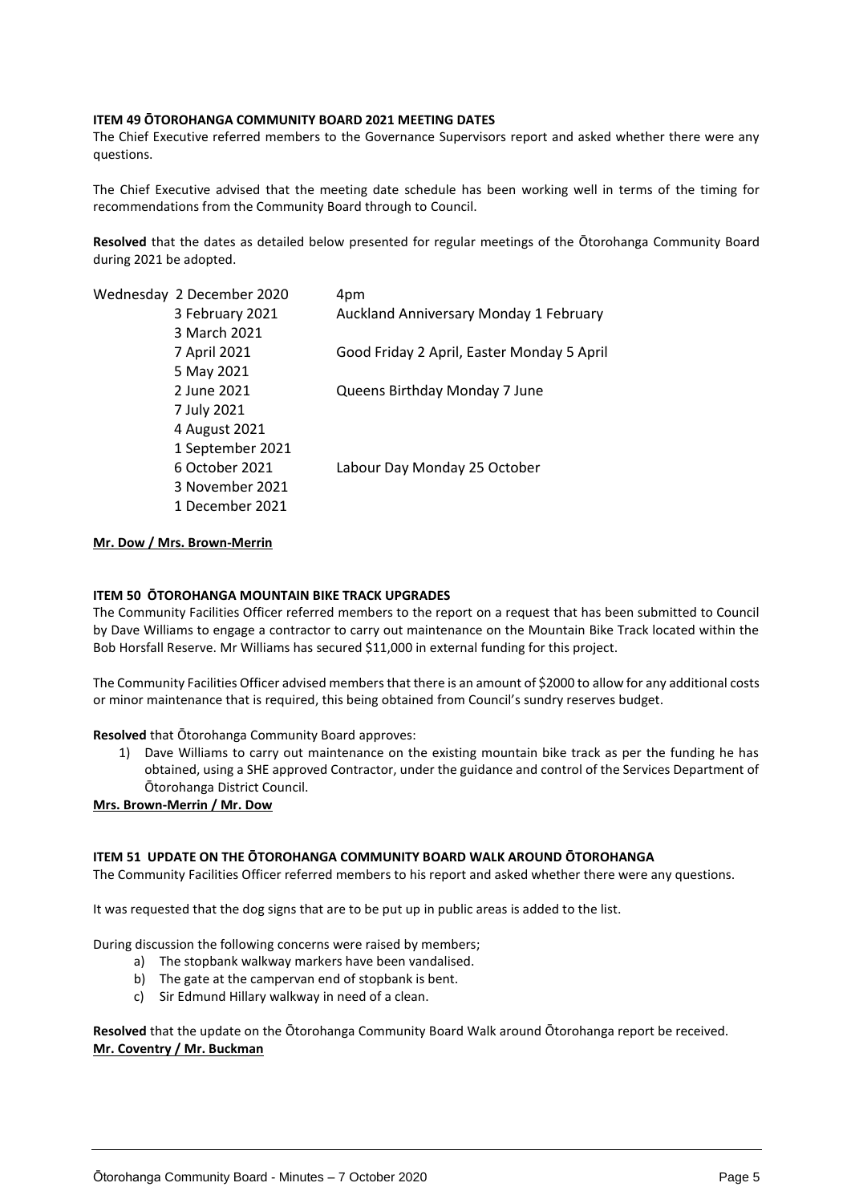**ITEM 49 ŌTOROHANGA COMMUNITY BOARD 2021 MEETING DATES**

The Chief Executive referred members to the Governance Supervisors report and asked whether there were any questions.

The Chief Executive advised that the meeting date schedule has been working well in terms of the timing for recommendations from the Community Board through to Council.

**Resolved** that the dates as detailed below presented for regular meetings of the Ōtorohanga Community Board during 2021 be adopted.

| Wednesday | 2 December 2020 | 4pm |
|---|---|---|
| | 3 February 2021 | Auckland Anniversary Monday 1 February |
| | 3 March 2021 | |
| | 7 April 2021 | Good Friday 2 April, Easter Monday 5 April |
| | 5 May 2021 | |
| | 2 June 2021 | Queens Birthday Monday 7 June |
| | 7 July 2021 | |
| | 4 August 2021 | |
| | 1 September 2021 | |
| | 6 October 2021 | Labour Day Monday 25 October |
| | 3 November 2021 | |
| | 1 December 2021 | |

**Mr. Dow / Mrs. Brown-Merrin**

**ITEM 50 ŌTOROHANGA MOUNTAIN BIKE TRACK UPGRADES**

The Community Facilities Officer referred members to the report on a request that has been submitted to Council by Dave Williams to engage a contractor to carry out maintenance on the Mountain Bike Track located within the Bob Horsfall Reserve. Mr Williams has secured $11,000 in external funding for this project.

The Community Facilities Officer advised members that there is an amount of $2000 to allow for any additional costs or minor maintenance that is required, this being obtained from Council's sundry reserves budget.

**Resolved** that Ōtorohanga Community Board approves:

1) Dave Williams to carry out maintenance on the existing mountain bike track as per the funding he has obtained, using a SHE approved Contractor, under the guidance and control of the Services Department of Ōtorohanga District Council.

**Mrs. Brown-Merrin / Mr. Dow**

**ITEM 51 UPDATE ON THE ŌTOROHANGA COMMUNITY BOARD WALK AROUND ŌTOROHANGA**

The Community Facilities Officer referred members to his report and asked whether there were any questions.

It was requested that the dog signs that are to be put up in public areas is added to the list.

During discussion the following concerns were raised by members;

a) The stopbank walkway markers have been vandalised.
b) The gate at the campervan end of stopbank is bent.
c) Sir Edmund Hillary walkway in need of a clean.

**Resolved** that the update on the Ōtorohanga Community Board Walk around Ōtorohanga report be received.

**Mr. Coventry / Mr. Buckman**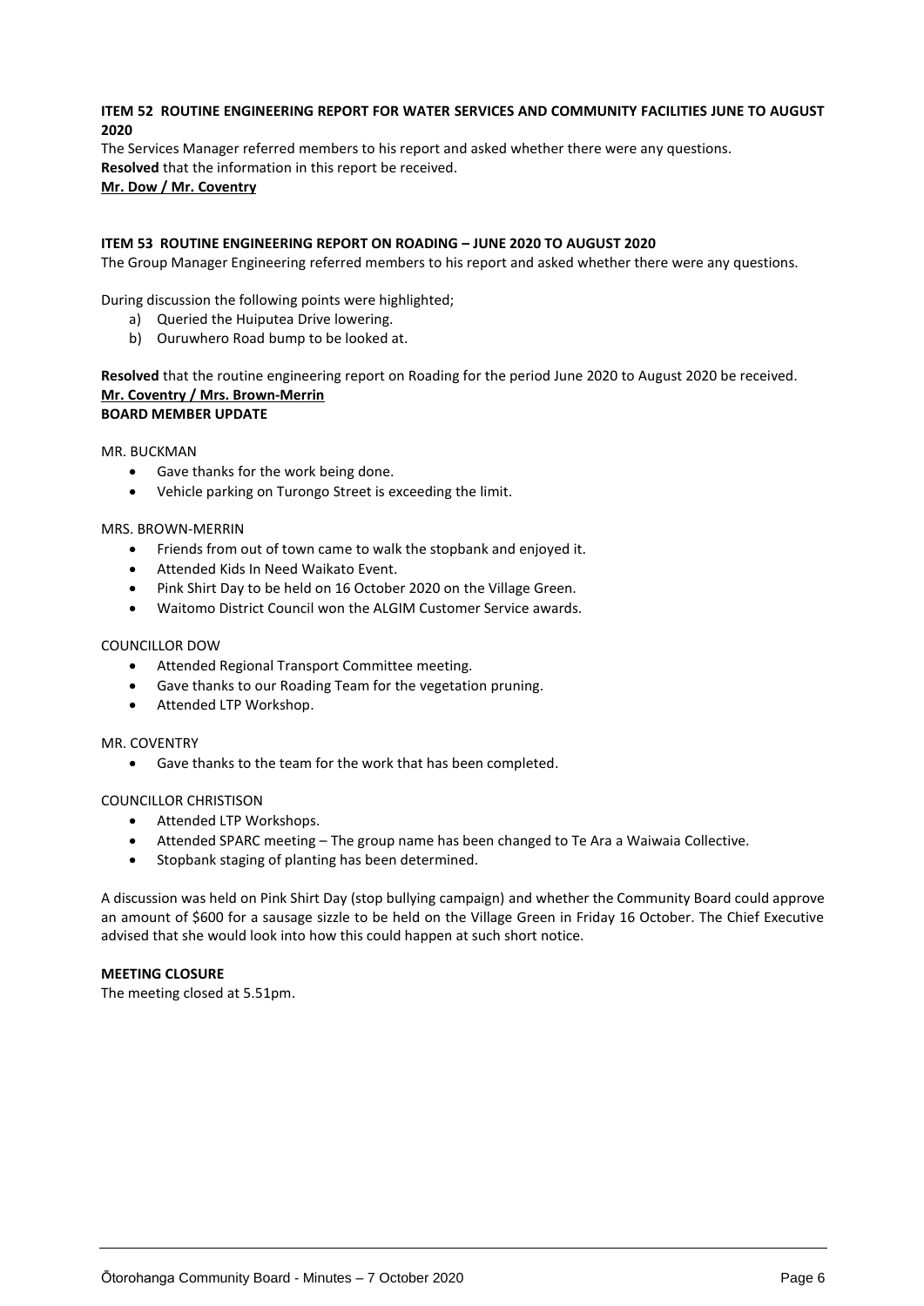**ITEM 52 ROUTINE ENGINEERING REPORT FOR WATER SERVICES AND COMMUNITY FACILITIES JUNE TO AUGUST 2020**

The Services Manager referred members to his report and asked whether there were any questions.

**Resolved** that the information in this report be received.

**Mr. Dow / Mr. Coventry**

**ITEM 53 ROUTINE ENGINEERING REPORT ON ROADING – JUNE 2020 TO AUGUST 2020**

The Group Manager Engineering referred members to his report and asked whether there were any questions.

During discussion the following points were highlighted;

a) Queried the Huiputea Drive lowering.
b) Ouruwhero Road bump to be looked at.

**Resolved** that the routine engineering report on Roading for the period June 2020 to August 2020 be received.

**Mr. Coventry / Mrs. Brown-Merrin**

**BOARD MEMBER UPDATE**

MR. BUCKMAN

- Gave thanks for the work being done.
- Vehicle parking on Turongo Street is exceeding the limit.

MRS. BROWN-MERRIN

- Friends from out of town came to walk the stopbank and enjoyed it.
- Attended Kids In Need Waikato Event.
- Pink Shirt Day to be held on 16 October 2020 on the Village Green.
- Waitomo District Council won the ALGIM Customer Service awards.

COUNCILLOR DOW

- Attended Regional Transport Committee meeting.
- Gave thanks to our Roading Team for the vegetation pruning.
- Attended LTP Workshop.

MR. COVENTRY

- Gave thanks to the team for the work that has been completed.

COUNCILLOR CHRISTISON

- Attended LTP Workshops.
- Attended SPARC meeting – The group name has been changed to Te Ara a Waiwaia Collective.
- Stopbank staging of planting has been determined.

A discussion was held on Pink Shirt Day (stop bullying campaign) and whether the Community Board could approve an amount of $600 for a sausage sizzle to be held on the Village Green in Friday 16 October. The Chief Executive advised that she would look into how this could happen at such short notice.

**MEETING CLOSURE**

The meeting closed at 5.51pm.